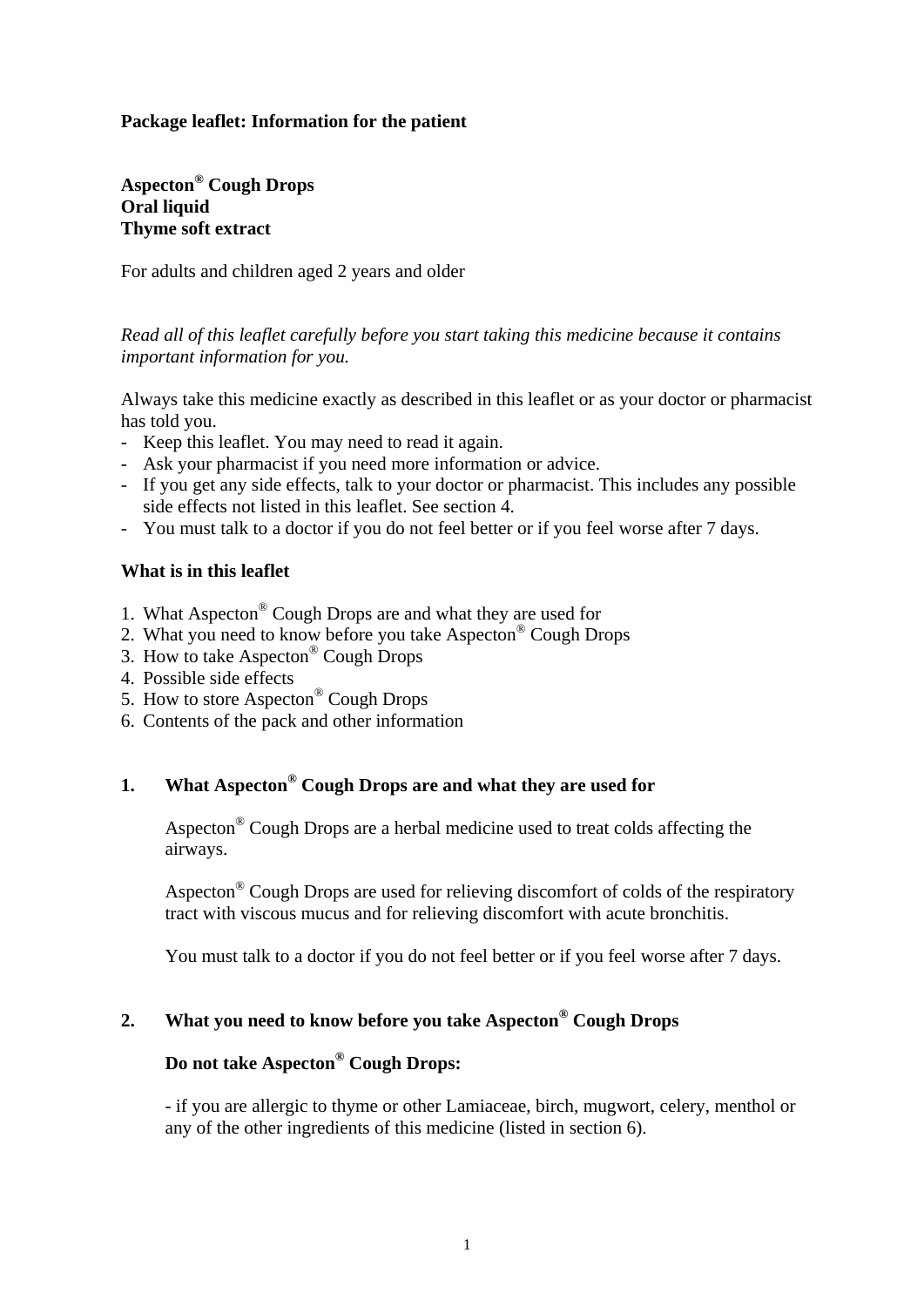**Package leaflet: Information for the patient**

**Aspecton® Cough Drops**
**Oral liquid**
**Thyme soft extract**

For adults and children aged 2 years and older

*Read all of this leaflet carefully before you start taking this medicine because it contains important information for you.*

Always take this medicine exactly as described in this leaflet or as your doctor or pharmacist has told you.

- Keep this leaflet. You may need to read it again.
- Ask your pharmacist if you need more information or advice.
- If you get any side effects, talk to your doctor or pharmacist. This includes any possible side effects not listed in this leaflet. See section 4.
- You must talk to a doctor if you do not feel better or if you feel worse after 7 days.

**What is in this leaflet**

1. What Aspecton® Cough Drops are and what they are used for
2. What you need to know before you take Aspecton® Cough Drops
3. How to take Aspecton® Cough Drops
4. Possible side effects
5. How to store Aspecton® Cough Drops
6. Contents of the pack and other information

## 1. What Aspecton® Cough Drops are and what they are used for

Aspecton® Cough Drops are a herbal medicine used to treat colds affecting the airways.

Aspecton® Cough Drops are used for relieving discomfort of colds of the respiratory tract with viscous mucus and for relieving discomfort with acute bronchitis.

You must talk to a doctor if you do not feel better or if you feel worse after 7 days.

## 2. What you need to know before you take Aspecton® Cough Drops

**Do not take Aspecton® Cough Drops:**

- if you are allergic to thyme or other Lamiaceae, birch, mugwort, celery, menthol or any of the other ingredients of this medicine (listed in section 6).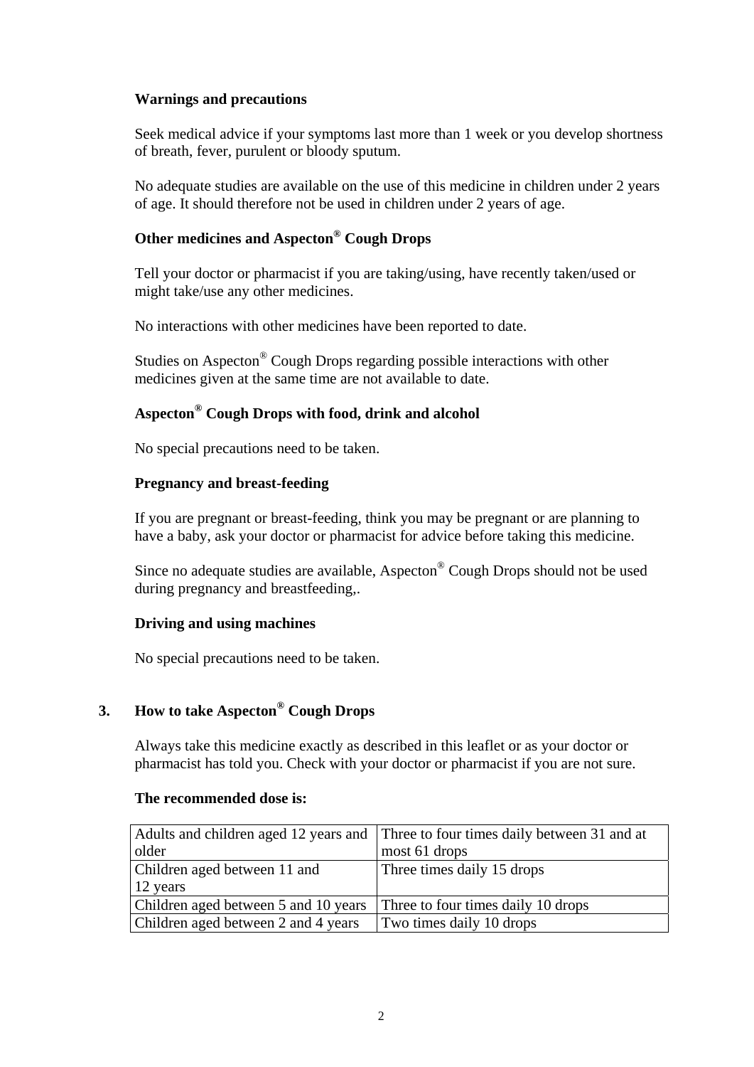### Warnings and precautions

Seek medical advice if your symptoms last more than 1 week or you develop shortness of breath, fever, purulent or bloody sputum.

No adequate studies are available on the use of this medicine in children under 2 years of age. It should therefore not be used in children under 2 years of age.

### Other medicines and Aspecton® Cough Drops

Tell your doctor or pharmacist if you are taking/using, have recently taken/used or might take/use any other medicines.

No interactions with other medicines have been reported to date.

Studies on Aspecton® Cough Drops regarding possible interactions with other medicines given at the same time are not available to date.

### Aspecton® Cough Drops with food, drink and alcohol

No special precautions need to be taken.

### Pregnancy and breast-feeding

If you are pregnant or breast-feeding, think you may be pregnant or are planning to have a baby, ask your doctor or pharmacist for advice before taking this medicine.

Since no adequate studies are available, Aspecton® Cough Drops should not be used during pregnancy and breastfeeding,.

### Driving and using machines

No special precautions need to be taken.

## 3. How to take Aspecton® Cough Drops

Always take this medicine exactly as described in this leaflet or as your doctor or pharmacist has told you. Check with your doctor or pharmacist if you are not sure.

**The recommended dose is:**

| | |
|---|---|
| Adults and children aged 12 years and older | Three to four times daily between 31 and at most 61 drops |
| Children aged between 11 and 12 years | Three times daily 15 drops |
| Children aged between 5 and 10 years | Three to four times daily 10 drops |
| Children aged between 2 and 4 years | Two times daily 10 drops |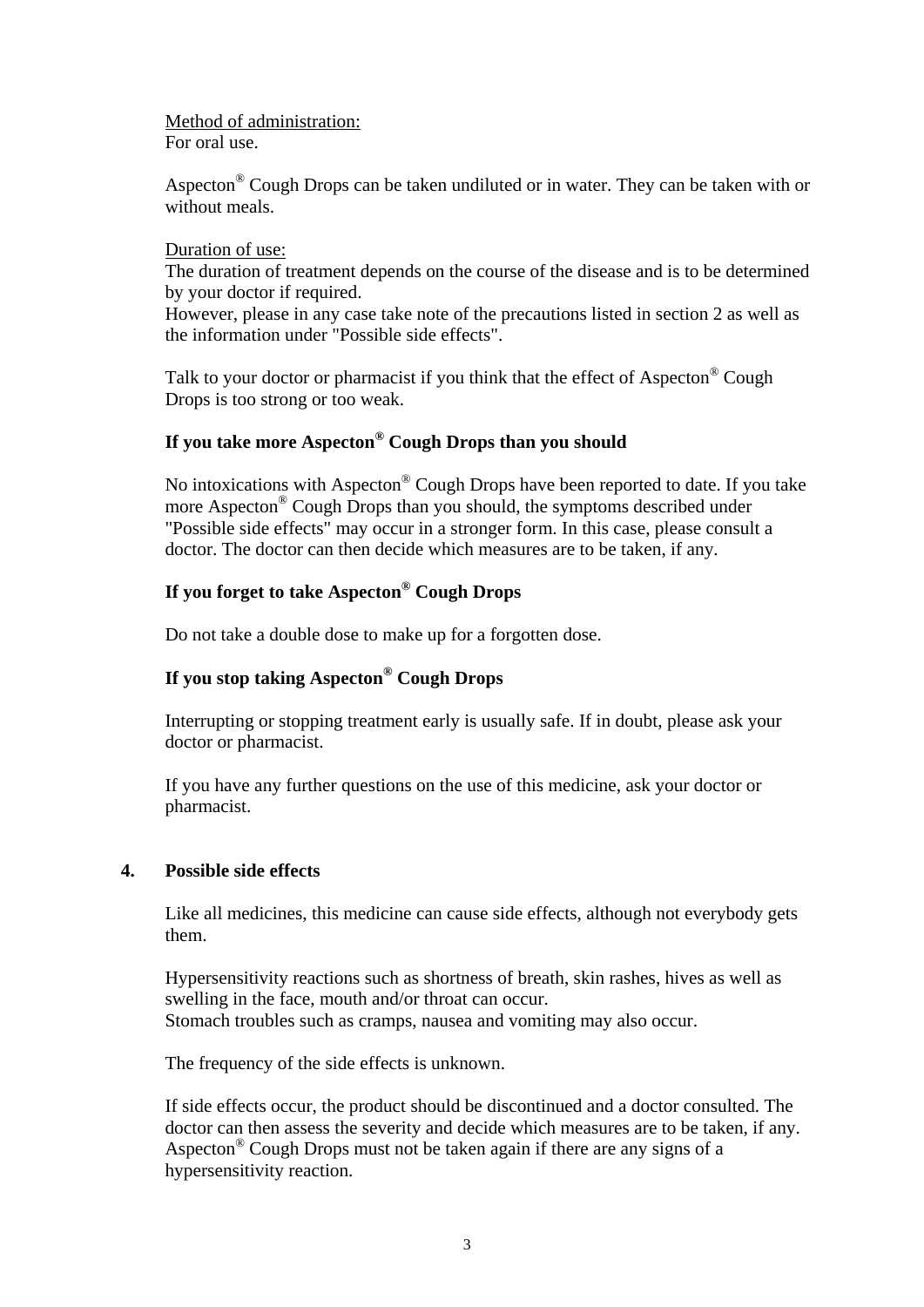Method of administration:
For oral use.

Aspecton® Cough Drops can be taken undiluted or in water. They can be taken with or without meals.

Duration of use:
The duration of treatment depends on the course of the disease and is to be determined by your doctor if required.
However, please in any case take note of the precautions listed in section 2 as well as the information under "Possible side effects".

Talk to your doctor or pharmacist if you think that the effect of Aspecton® Cough Drops is too strong or too weak.

**If you take more Aspecton® Cough Drops than you should**

No intoxications with Aspecton® Cough Drops have been reported to date. If you take more Aspecton® Cough Drops than you should, the symptoms described under "Possible side effects" may occur in a stronger form. In this case, please consult a doctor. The doctor can then decide which measures are to be taken, if any.

**If you forget to take Aspecton® Cough Drops**

Do not take a double dose to make up for a forgotten dose.

**If you stop taking Aspecton® Cough Drops**

Interrupting or stopping treatment early is usually safe. If in doubt, please ask your doctor or pharmacist.

If you have any further questions on the use of this medicine, ask your doctor or pharmacist.

## 4. Possible side effects

Like all medicines, this medicine can cause side effects, although not everybody gets them.

Hypersensitivity reactions such as shortness of breath, skin rashes, hives as well as swelling in the face, mouth and/or throat can occur.
Stomach troubles such as cramps, nausea and vomiting may also occur.

The frequency of the side effects is unknown.

If side effects occur, the product should be discontinued and a doctor consulted. The doctor can then assess the severity and decide which measures are to be taken, if any. Aspecton® Cough Drops must not be taken again if there are any signs of a hypersensitivity reaction.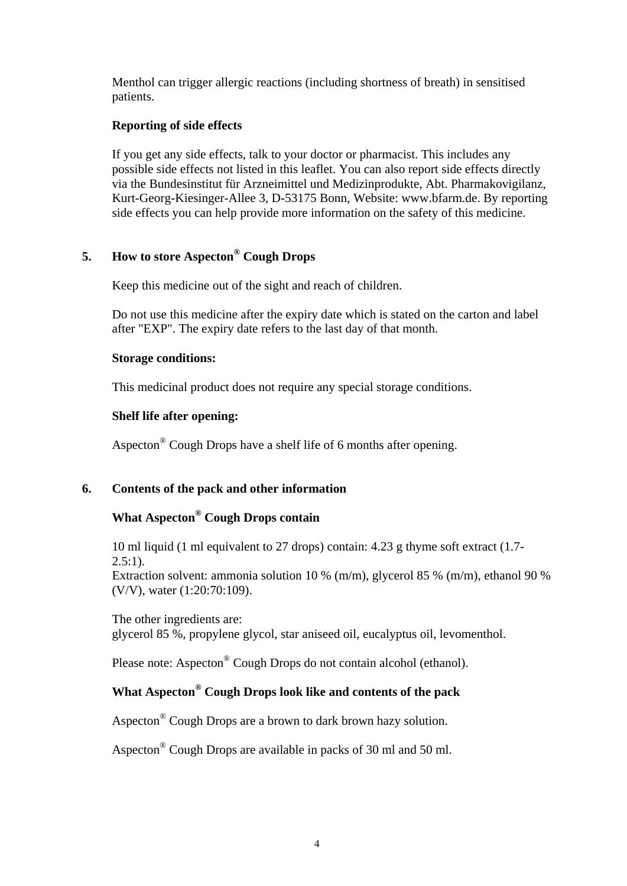Menthol can trigger allergic reactions (including shortness of breath) in sensitised patients.

**Reporting of side effects**

If you get any side effects, talk to your doctor or pharmacist. This includes any possible side effects not listed in this leaflet. You can also report side effects directly via the Bundesinstitut für Arzneimittel und Medizinprodukte, Abt. Pharmakovigilanz, Kurt-Georg-Kiesinger-Allee 3, D-53175 Bonn, Website: www.bfarm.de. By reporting side effects you can help provide more information on the safety of this medicine.

## 5. How to store Aspecton® Cough Drops

Keep this medicine out of the sight and reach of children.

Do not use this medicine after the expiry date which is stated on the carton and label after "EXP". The expiry date refers to the last day of that month.

**Storage conditions:**

This medicinal product does not require any special storage conditions.

**Shelf life after opening:**

Aspecton® Cough Drops have a shelf life of 6 months after opening.

## 6. Contents of the pack and other information

### What Aspecton® Cough Drops contain

10 ml liquid (1 ml equivalent to 27 drops) contain: 4.23 g thyme soft extract (1.7-2.5:1).
Extraction solvent: ammonia solution 10 % (m/m), glycerol 85 % (m/m), ethanol 90 % (V/V), water (1:20:70:109).

The other ingredients are:
glycerol 85 %, propylene glycol, star aniseed oil, eucalyptus oil, levomenthol.

Please note: Aspecton® Cough Drops do not contain alcohol (ethanol).

### What Aspecton® Cough Drops look like and contents of the pack

Aspecton® Cough Drops are a brown to dark brown hazy solution.

Aspecton® Cough Drops are available in packs of 30 ml and 50 ml.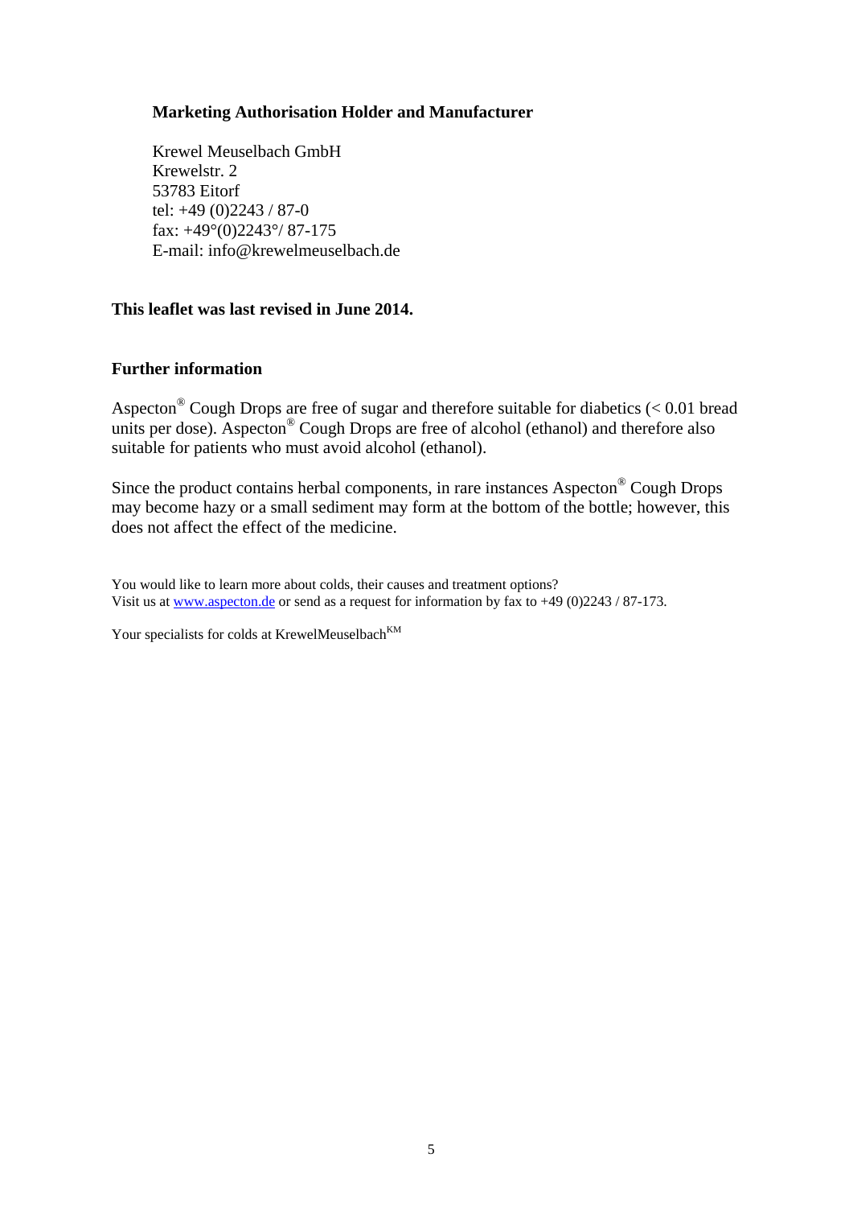**Marketing Authorisation Holder and Manufacturer**

Krewel Meuselbach GmbH
Krewelstr. 2
53783 Eitorf
tel: +49 (0)2243 / 87-0
fax: +49°(0)2243°/ 87-175
E-mail: info@krewelmeuselbach.de

**This leaflet was last revised in June 2014.**

**Further information**

Aspecton® Cough Drops are free of sugar and therefore suitable for diabetics (< 0.01 bread units per dose). Aspecton® Cough Drops are free of alcohol (ethanol) and therefore also suitable for patients who must avoid alcohol (ethanol).

Since the product contains herbal components, in rare instances Aspecton® Cough Drops may become hazy or a small sediment may form at the bottom of the bottle; however, this does not affect the effect of the medicine.

You would like to learn more about colds, their causes and treatment options?
Visit us at www.aspecton.de or send as a request for information by fax to +49 (0)2243 / 87-173.

Your specialists for colds at KrewelMeuselbach^KM